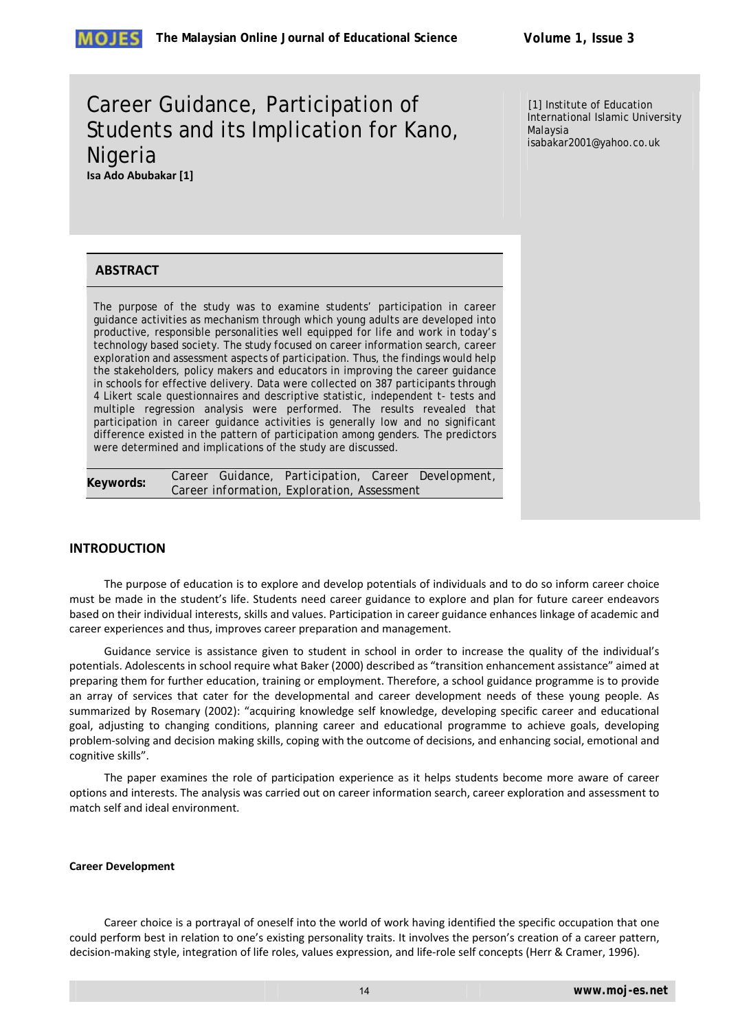# Career Guidance, Participation of Students and its Implication for Kano, Nigeria

**Isa Ado Abubakar [1]**

[1] Institute of Education
International Islamic University Malaysia
isabakar2001@yahoo.co.uk

## ABSTRACT

The purpose of the study was to examine students' participation in career guidance activities as mechanism through which young adults are developed into productive, responsible personalities well equipped for life and work in today's technology based society. The study focused on career information search, career exploration and assessment aspects of participation. Thus, the findings would help the stakeholders, policy makers and educators in improving the career guidance in schools for effective delivery. Data were collected on 387 participants through 4 Likert scale questionnaires and descriptive statistic, independent t- tests and multiple regression analysis were performed. The results revealed that participation in career guidance activities is generally low and no significant difference existed in the pattern of participation among genders. The predictors were determined and implications of the study are discussed.

**Keywords:** Career Guidance, Participation, Career Development, Career information, Exploration, Assessment

## INTRODUCTION

The purpose of education is to explore and develop potentials of individuals and to do so inform career choice must be made in the student's life. Students need career guidance to explore and plan for future career endeavors based on their individual interests, skills and values. Participation in career guidance enhances linkage of academic and career experiences and thus, improves career preparation and management.

Guidance service is assistance given to student in school in order to increase the quality of the individual's potentials. Adolescents in school require what Baker (2000) described as "transition enhancement assistance" aimed at preparing them for further education, training or employment. Therefore, a school guidance programme is to provide an array of services that cater for the developmental and career development needs of these young people. As summarized by Rosemary (2002): "acquiring knowledge self knowledge, developing specific career and educational goal, adjusting to changing conditions, planning career and educational programme to achieve goals, developing problem-solving and decision making skills, coping with the outcome of decisions, and enhancing social, emotional and cognitive skills".

The paper examines the role of participation experience as it helps students become more aware of career options and interests. The analysis was carried out on career information search, career exploration and assessment to match self and ideal environment.

#### Career Development

Career choice is a portrayal of oneself into the world of work having identified the specific occupation that one could perform best in relation to one's existing personality traits. It involves the person's creation of a career pattern, decision-making style, integration of life roles, values expression, and life-role self concepts (Herr & Cramer, 1996).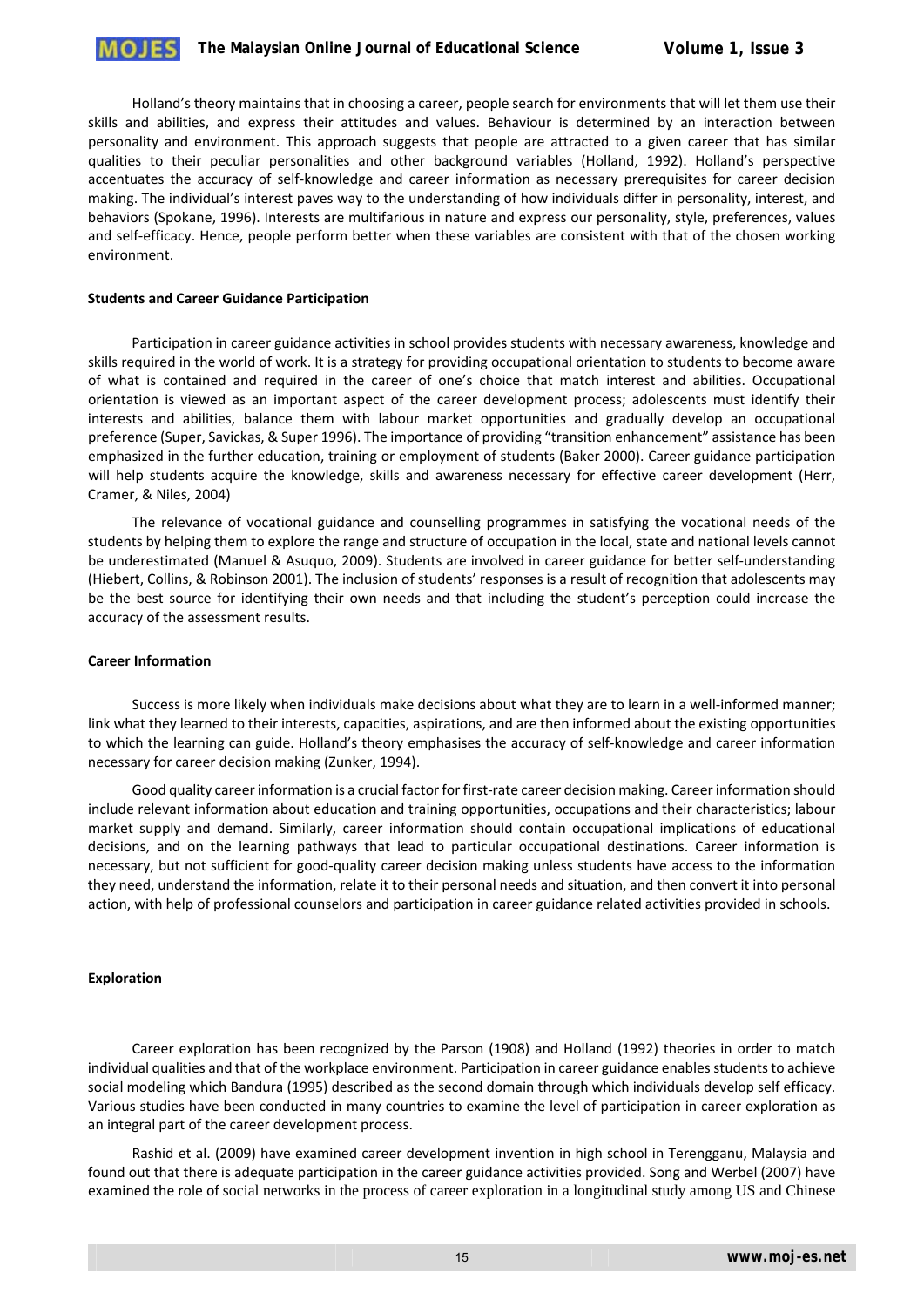Holland's theory maintains that in choosing a career, people search for environments that will let them use their skills and abilities, and express their attitudes and values. Behaviour is determined by an interaction between personality and environment. This approach suggests that people are attracted to a given career that has similar qualities to their peculiar personalities and other background variables (Holland, 1992). Holland's perspective accentuates the accuracy of self-knowledge and career information as necessary prerequisites for career decision making. The individual's interest paves way to the understanding of how individuals differ in personality, interest, and behaviors (Spokane, 1996). Interests are multifarious in nature and express our personality, style, preferences, values and self-efficacy. Hence, people perform better when these variables are consistent with that of the chosen working environment.

**Students and Career Guidance Participation**

Participation in career guidance activities in school provides students with necessary awareness, knowledge and skills required in the world of work. It is a strategy for providing occupational orientation to students to become aware of what is contained and required in the career of one's choice that match interest and abilities. Occupational orientation is viewed as an important aspect of the career development process; adolescents must identify their interests and abilities, balance them with labour market opportunities and gradually develop an occupational preference (Super, Savickas, & Super 1996). The importance of providing "transition enhancement" assistance has been emphasized in the further education, training or employment of students (Baker 2000). Career guidance participation will help students acquire the knowledge, skills and awareness necessary for effective career development (Herr, Cramer, & Niles, 2004)

The relevance of vocational guidance and counselling programmes in satisfying the vocational needs of the students by helping them to explore the range and structure of occupation in the local, state and national levels cannot be underestimated (Manuel & Asuquo, 2009). Students are involved in career guidance for better self-understanding (Hiebert, Collins, & Robinson 2001). The inclusion of students' responses is a result of recognition that adolescents may be the best source for identifying their own needs and that including the student's perception could increase the accuracy of the assessment results.

**Career Information**

Success is more likely when individuals make decisions about what they are to learn in a well-informed manner; link what they learned to their interests, capacities, aspirations, and are then informed about the existing opportunities to which the learning can guide. Holland's theory emphasises the accuracy of self-knowledge and career information necessary for career decision making (Zunker, 1994).

Good quality career information is a crucial factor for first-rate career decision making. Career information should include relevant information about education and training opportunities, occupations and their characteristics; labour market supply and demand. Similarly, career information should contain occupational implications of educational decisions, and on the learning pathways that lead to particular occupational destinations. Career information is necessary, but not sufficient for good-quality career decision making unless students have access to the information they need, understand the information, relate it to their personal needs and situation, and then convert it into personal action, with help of professional counselors and participation in career guidance related activities provided in schools.

**Exploration**

Career exploration has been recognized by the Parson (1908) and Holland (1992) theories in order to match individual qualities and that of the workplace environment. Participation in career guidance enables students to achieve social modeling which Bandura (1995) described as the second domain through which individuals develop self efficacy. Various studies have been conducted in many countries to examine the level of participation in career exploration as an integral part of the career development process.

Rashid et al. (2009) have examined career development invention in high school in Terengganu, Malaysia and found out that there is adequate participation in the career guidance activities provided. Song and Werbel (2007) have examined the role of social networks in the process of career exploration in a longitudinal study among US and Chinese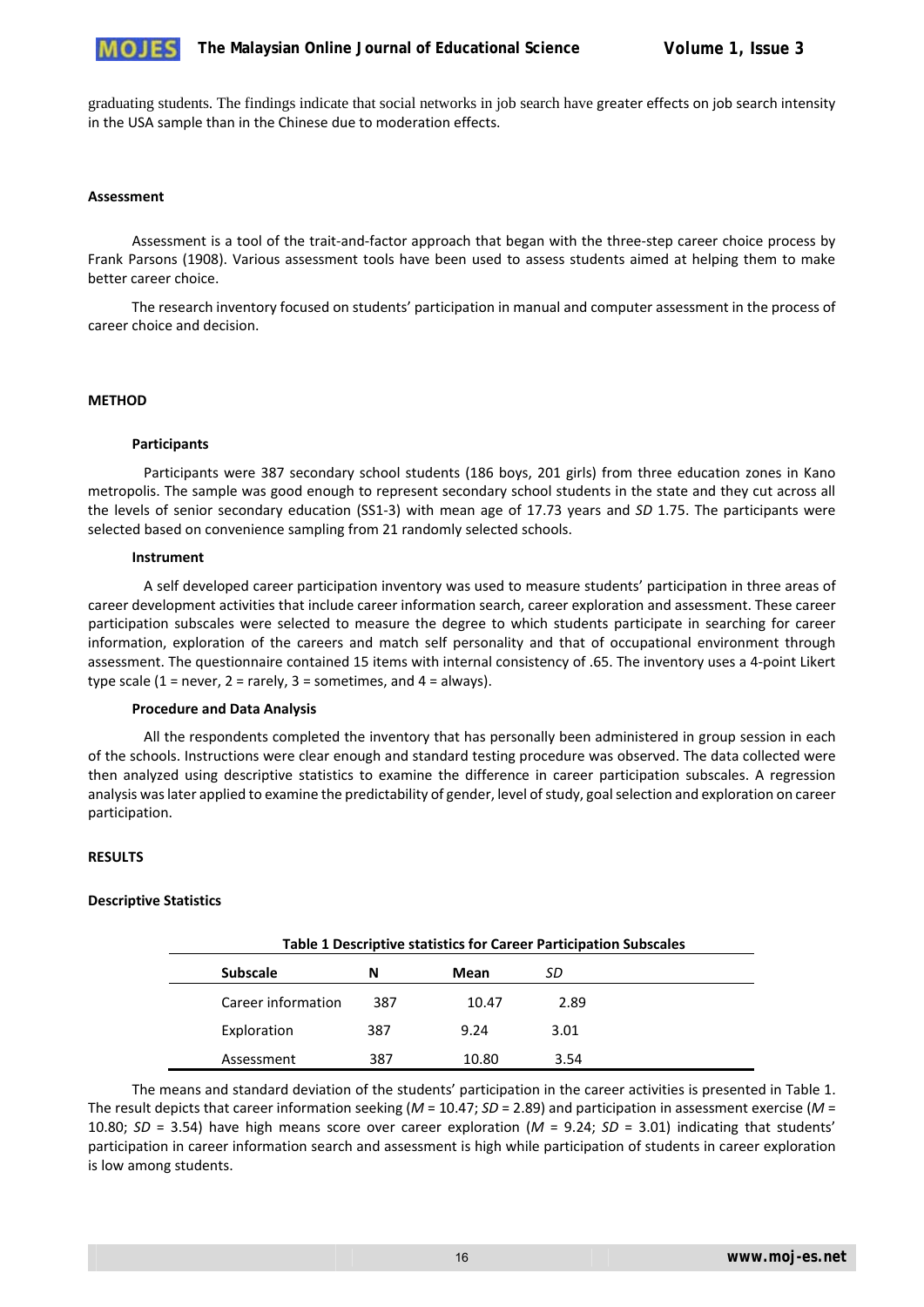graduating students. The findings indicate that social networks in job search have greater effects on job search intensity in the USA sample than in the Chinese due to moderation effects.

### Assessment

Assessment is a tool of the trait-and-factor approach that began with the three-step career choice process by Frank Parsons (1908). Various assessment tools have been used to assess students aimed at helping them to make better career choice.

The research inventory focused on students' participation in manual and computer assessment in the process of career choice and decision.

## METHOD

### Participants

Participants were 387 secondary school students (186 boys, 201 girls) from three education zones in Kano metropolis. The sample was good enough to represent secondary school students in the state and they cut across all the levels of senior secondary education (SS1-3) with mean age of 17.73 years and *SD* 1.75. The participants were selected based on convenience sampling from 21 randomly selected schools.

### Instrument

A self developed career participation inventory was used to measure students' participation in three areas of career development activities that include career information search, career exploration and assessment. These career participation subscales were selected to measure the degree to which students participate in searching for career information, exploration of the careers and match self personality and that of occupational environment through assessment. The questionnaire contained 15 items with internal consistency of .65. The inventory uses a 4-point Likert type scale (1 = never, 2 = rarely, 3 = sometimes, and 4 = always).

### Procedure and Data Analysis

All the respondents completed the inventory that has personally been administered in group session in each of the schools. Instructions were clear enough and standard testing procedure was observed. The data collected were then analyzed using descriptive statistics to examine the difference in career participation subscales. A regression analysis was later applied to examine the predictability of gender, level of study, goal selection and exploration on career participation.

## RESULTS

### Descriptive Statistics

**Table 1 Descriptive statistics for Career Participation Subscales**

| Subscale | N | Mean | *SD* |
|---|---|---|---|
| Career information | 387 | 10.47 | 2.89 |
| Exploration | 387 | 9.24 | 3.01 |
| Assessment | 387 | 10.80 | 3.54 |

The means and standard deviation of the students' participation in the career activities is presented in Table 1. The result depicts that career information seeking ($M$ = 10.47; $SD$ = 2.89) and participation in assessment exercise ($M$ = 10.80; $SD$ = 3.54) have high means score over career exploration ($M$ = 9.24; $SD$ = 3.01) indicating that students' participation in career information search and assessment is high while participation of students in career exploration is low among students.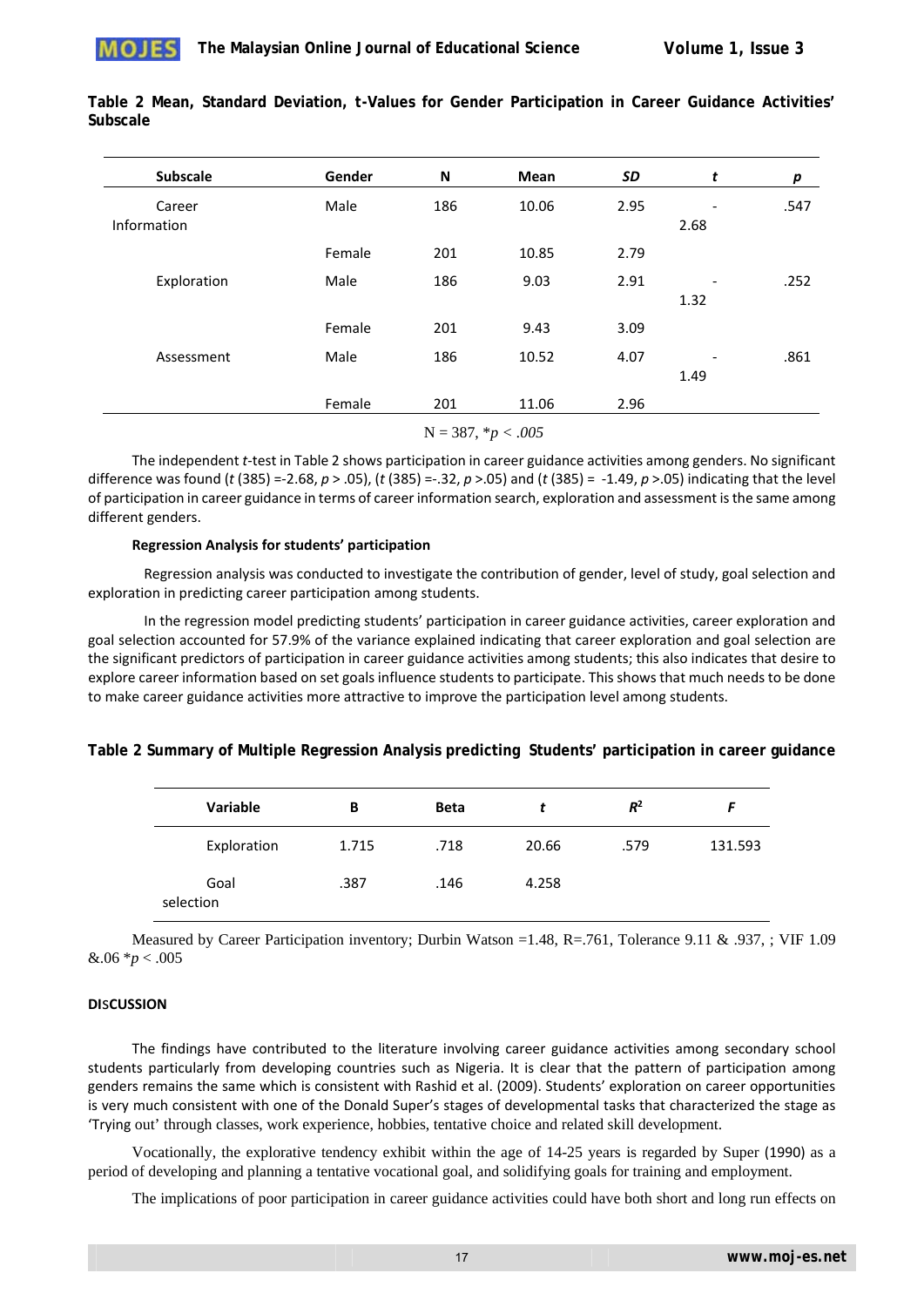**Table 2 Mean, Standard Deviation, t-Values for Gender Participation in Career Guidance Activities' Subscale**

| Subscale | Gender | N | Mean | *SD* | *t* | *p* |
|---|---|---|---|---|---|---|
| Career Information | Male | 186 | 10.06 | 2.95 | -2.68 | .547 |
| | Female | 201 | 10.85 | 2.79 | | |
| Exploration | Male | 186 | 9.03 | 2.91 | -1.32 | .252 |
| | Female | 201 | 9.43 | 3.09 | | |
| Assessment | Male | 186 | 10.52 | 4.07 | -1.49 | .861 |
| | Female | 201 | 11.06 | 2.96 | | |

N = 387, $*p < .005$

The independent *t*-test in Table 2 shows participation in career guidance activities among genders. No significant difference was found ($t$ (385) =-2.68, $p > .05$), ($t$ (385) =-.32, $p > .05$) and ($t$ (385) = -1.49, $p > .05$) indicating that the level of participation in career guidance in terms of career information search, exploration and assessment is the same among different genders.

**Regression Analysis for students' participation**

Regression analysis was conducted to investigate the contribution of gender, level of study, goal selection and exploration in predicting career participation among students.

In the regression model predicting students' participation in career guidance activities, career exploration and goal selection accounted for 57.9% of the variance explained indicating that career exploration and goal selection are the significant predictors of participation in career guidance activities among students; this also indicates that desire to explore career information based on set goals influence students to participate. This shows that much needs to be done to make career guidance activities more attractive to improve the participation level among students.

**Table 2 Summary of Multiple Regression Analysis predicting Students' participation in career guidance**

| Variable | B | Beta | *t* | $R^2$ | *F* |
|---|---|---|---|---|---|
| Exploration | 1.715 | .718 | 20.66 | .579 | 131.593 |
| Goal selection | .387 | .146 | 4.258 | | |

Measured by Career Participation inventory; Durbin Watson =1.48, R=.761, Tolerance 9.11 & .937, ; VIF 1.09 &.06 $*p < .005$

**DISCUSSION**

The findings have contributed to the literature involving career guidance activities among secondary school students particularly from developing countries such as Nigeria. It is clear that the pattern of participation among genders remains the same which is consistent with Rashid et al. (2009). Students' exploration on career opportunities is very much consistent with one of the Donald Super's stages of developmental tasks that characterized the stage as 'Trying out' through classes, work experience, hobbies, tentative choice and related skill development.

Vocationally, the explorative tendency exhibit within the age of 14-25 years is regarded by Super (1990) as a period of developing and planning a tentative vocational goal, and solidifying goals for training and employment.

The implications of poor participation in career guidance activities could have both short and long run effects on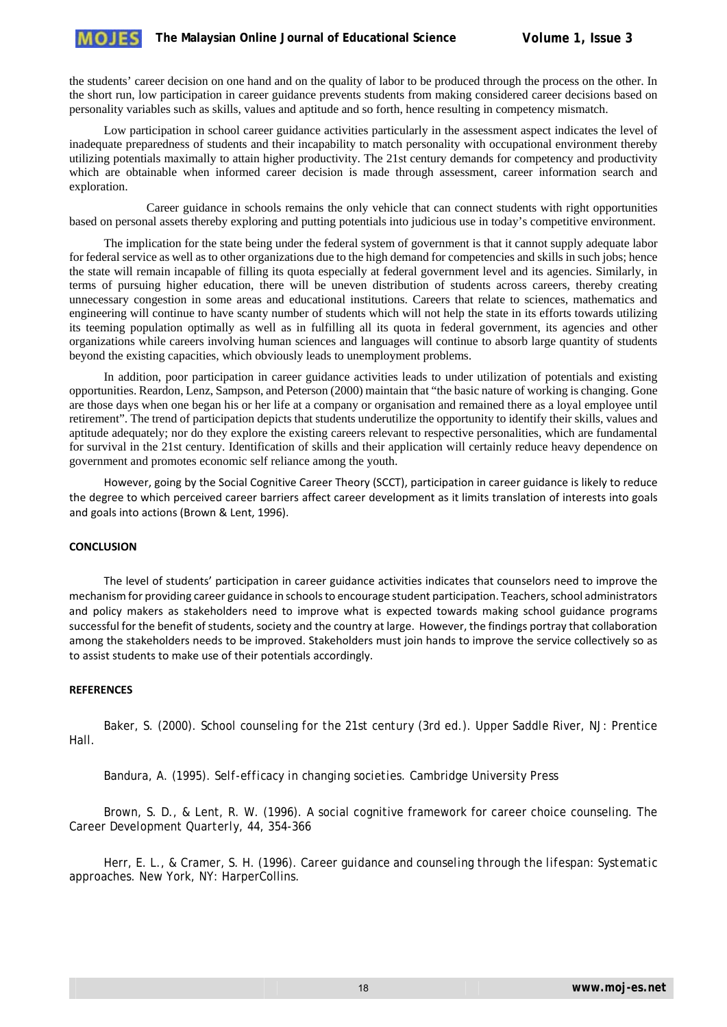the students' career decision on one hand and on the quality of labor to be produced through the process on the other. In the short run, low participation in career guidance prevents students from making considered career decisions based on personality variables such as skills, values and aptitude and so forth, hence resulting in competency mismatch.

Low participation in school career guidance activities particularly in the assessment aspect indicates the level of inadequate preparedness of students and their incapability to match personality with occupational environment thereby utilizing potentials maximally to attain higher productivity. The 21st century demands for competency and productivity which are obtainable when informed career decision is made through assessment, career information search and exploration.

Career guidance in schools remains the only vehicle that can connect students with right opportunities based on personal assets thereby exploring and putting potentials into judicious use in today's competitive environment.

The implication for the state being under the federal system of government is that it cannot supply adequate labor for federal service as well as to other organizations due to the high demand for competencies and skills in such jobs; hence the state will remain incapable of filling its quota especially at federal government level and its agencies. Similarly, in terms of pursuing higher education, there will be uneven distribution of students across careers, thereby creating unnecessary congestion in some areas and educational institutions. Careers that relate to sciences, mathematics and engineering will continue to have scanty number of students which will not help the state in its efforts towards utilizing its teeming population optimally as well as in fulfilling all its quota in federal government, its agencies and other organizations while careers involving human sciences and languages will continue to absorb large quantity of students beyond the existing capacities, which obviously leads to unemployment problems.

In addition, poor participation in career guidance activities leads to under utilization of potentials and existing opportunities. Reardon, Lenz, Sampson, and Peterson (2000) maintain that "the basic nature of working is changing. Gone are those days when one began his or her life at a company or organisation and remained there as a loyal employee until retirement". The trend of participation depicts that students underutilize the opportunity to identify their skills, values and aptitude adequately; nor do they explore the existing careers relevant to respective personalities, which are fundamental for survival in the 21st century. Identification of skills and their application will certainly reduce heavy dependence on government and promotes economic self reliance among the youth.

However, going by the Social Cognitive Career Theory (SCCT), participation in career guidance is likely to reduce the degree to which perceived career barriers affect career development as it limits translation of interests into goals and goals into actions (Brown & Lent, 1996).

## CONCLUSION

The level of students' participation in career guidance activities indicates that counselors need to improve the mechanism for providing career guidance in schools to encourage student participation. Teachers, school administrators and policy makers as stakeholders need to improve what is expected towards making school guidance programs successful for the benefit of students, society and the country at large. However, the findings portray that collaboration among the stakeholders needs to be improved. Stakeholders must join hands to improve the service collectively so as to assist students to make use of their potentials accordingly.

## REFERENCES

Baker, S. (2000). *School counseling for the 21st century* (3rd ed.). Upper Saddle River, NJ: Prentice Hall.

Bandura, A. (1995). *Self-efficacy in changing societies*. Cambridge University Press

Brown, S. D., & Lent, R. W. (1996). A social cognitive framework for career choice counseling. *The Career Development Quarterly*, 44, 354-366

Herr, E. L., & Cramer, S. H. (1996). *Career guidance and counseling through the lifespan: Systematic approaches*. New York, NY: HarperCollins.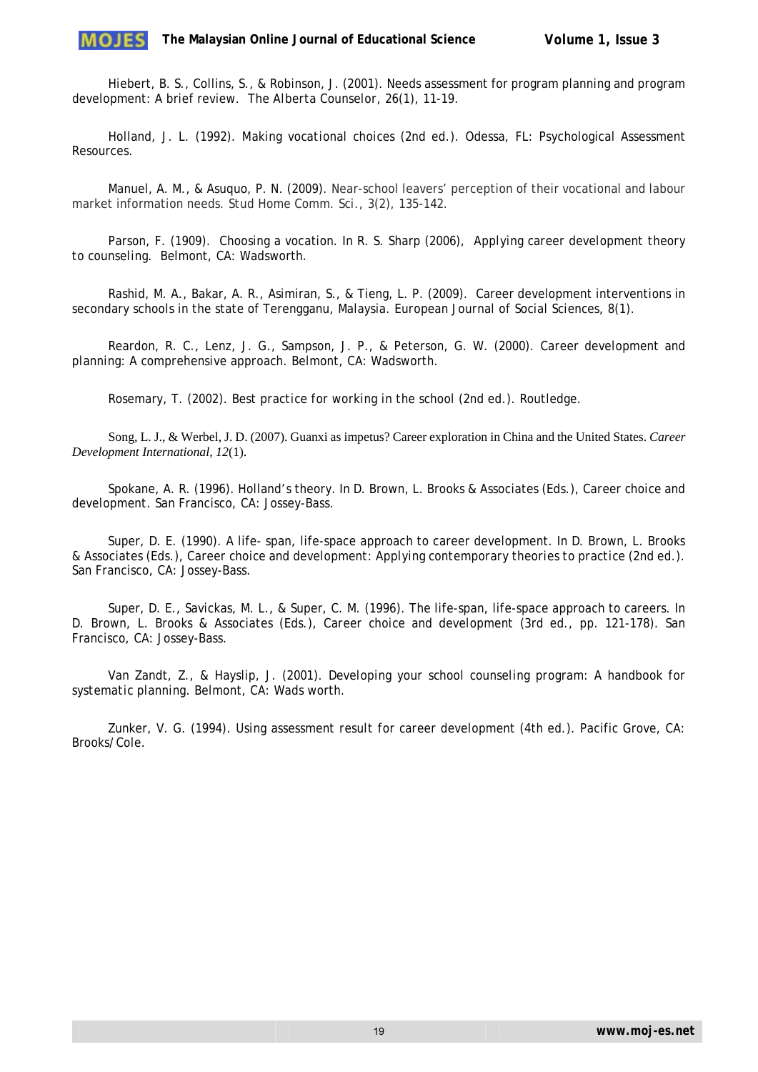Hiebert, B. S., Collins, S., & Robinson, J. (2001). Needs assessment for program planning and program development: A brief review. *The Alberta Counselor, 26*(1), 11-19.

Holland, J. L. (1992). *Making vocational choices* (2nd ed.). Odessa, FL: Psychological Assessment Resources.

Manuel, A. M., & Asuquo, P. N. (2009). Near-school leavers' perception of their vocational and labour market information needs. *Stud Home Comm. Sci., 3*(2), 135-142.

Parson, F. (1909). Choosing a vocation. In R. S. Sharp (2006), *Applying career development theory to counseling*. Belmont, CA: Wadsworth.

Rashid, M. A., Bakar, A. R., Asimiran, S., & Tieng, L. P. (2009). Career development interventions in secondary schools in the state of Terengganu, Malaysia. *European Journal of Social Sciences, 8*(1).

Reardon, R. C., Lenz, J. G., Sampson, J. P., & Peterson, G. W. (2000). *Career development and planning: A comprehensive approach*. Belmont, CA: Wadsworth.

Rosemary, T. (2002). *Best practice for working in the school* (2nd ed.). Routledge.

Song, L. J., & Werbel, J. D. (2007). Guanxi as impetus? Career exploration in China and the United States. *Career Development International, 12*(1).

Spokane, A. R. (1996). Holland's theory. In D. Brown, L. Brooks & Associates (Eds.), *Career choice and development*. San Francisco, CA: Jossey-Bass.

Super, D. E. (1990). A life- span, life-space approach to career development. In D. Brown, L. Brooks & Associates (Eds.), *Career choice and development: Applying contemporary theories to practice* (2nd ed.). San Francisco, CA: Jossey-Bass.

Super, D. E., Savickas, M. L., & Super, C. M. (1996). The life-span, life-space approach to careers. In D. Brown, L. Brooks & Associates (Eds.), *Career choice and development* (3rd ed., pp. 121-178). San Francisco, CA: Jossey-Bass.

Van Zandt, Z., & Hayslip, J. (2001). *Developing your school counseling program: A handbook for systematic planning*. Belmont, CA: Wads worth.

Zunker, V. G. (1994). *Using assessment result for career development* (4th ed.). Pacific Grove, CA: Brooks/Cole.